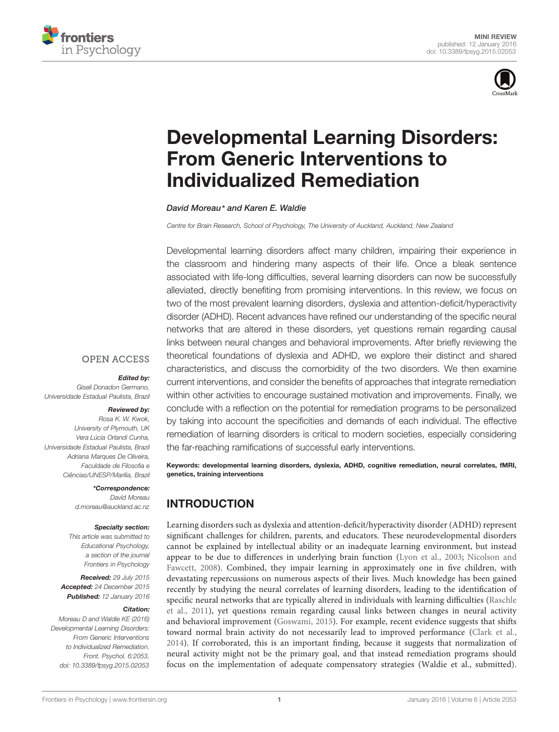MINI REVIEW
published: 12 January 2016
doi: 10.3389/fpsyg.2015.02053

# Developmental Learning Disorders: From Generic Interventions to Individualized Remediation

*David Moreau\* and Karen E. Waldie*

*Centre for Brain Research, School of Psychology, The University of Auckland, Auckland, New Zealand*

Developmental learning disorders affect many children, impairing their experience in the classroom and hindering many aspects of their life. Once a bleak sentence associated with life-long difficulties, several learning disorders can now be successfully alleviated, directly benefiting from promising interventions. In this review, we focus on two of the most prevalent learning disorders, dyslexia and attention-deficit/hyperactivity disorder (ADHD). Recent advances have refined our understanding of the specific neural networks that are altered in these disorders, yet questions remain regarding causal links between neural changes and behavioral improvements. After briefly reviewing the theoretical foundations of dyslexia and ADHD, we explore their distinct and shared characteristics, and discuss the comorbidity of the two disorders. We then examine current interventions, and consider the benefits of approaches that integrate remediation within other activities to encourage sustained motivation and improvements. Finally, we conclude with a reflection on the potential for remediation programs to be personalized by taking into account the specificities and demands of each individual. The effective remediation of learning disorders is critical to modern societies, especially considering the far-reaching ramifications of successful early interventions.

**Keywords: developmental learning disorders, dyslexia, ADHD, cognitive remediation, neural correlates, fMRI, genetics, training interventions**

OPEN ACCESS

***Edited by:***
*Giseli Donadon Germano, Universidade Estadual Paulista, Brazil*

***Reviewed by:***
*Rosa K. W. Kwok, University of Plymouth, UK*
*Vera Lúcia Orlandi Cunha, Universidade Estadual Paulista, Brazil*
*Adriana Marques De Oliveira, Faculdade de Filosofia e Ciências/UNESP/Marília, Brazil*

***\*Correspondence:***
*David Moreau*
*d.moreau@auckland.ac.nz*

***Specialty section:***
*This article was submitted to Educational Psychology, a section of the journal Frontiers in Psychology*

***Received:*** *29 July 2015*
***Accepted:*** *24 December 2015*
***Published:*** *12 January 2016*

***Citation:***
*Moreau D and Waldie KE (2016) Developmental Learning Disorders: From Generic Interventions to Individualized Remediation. Front. Psychol. 6:2053. doi: 10.3389/fpsyg.2015.02053*

## INTRODUCTION

Learning disorders such as dyslexia and attention-deficit/hyperactivity disorder (ADHD) represent significant challenges for children, parents, and educators. These neurodevelopmental disorders cannot be explained by intellectual ability or an inadequate learning environment, but instead appear to be due to differences in underlying brain function (Lyon et al., 2003; Nicolson and Fawcett, 2008). Combined, they impair learning in approximately one in five children, with devastating repercussions on numerous aspects of their lives. Much knowledge has been gained recently by studying the neural correlates of learning disorders, leading to the identification of specific neural networks that are typically altered in individuals with learning difficulties (Raschle et al., 2011), yet questions remain regarding causal links between changes in neural activity and behavioral improvement (Goswami, 2015). For example, recent evidence suggests that shifts toward normal brain activity do not necessarily lead to improved performance (Clark et al., 2014). If corroborated, this is an important finding, because it suggests that normalization of neural activity might not be the primary goal, and that instead remediation programs should focus on the implementation of adequate compensatory strategies (Waldie et al., submitted).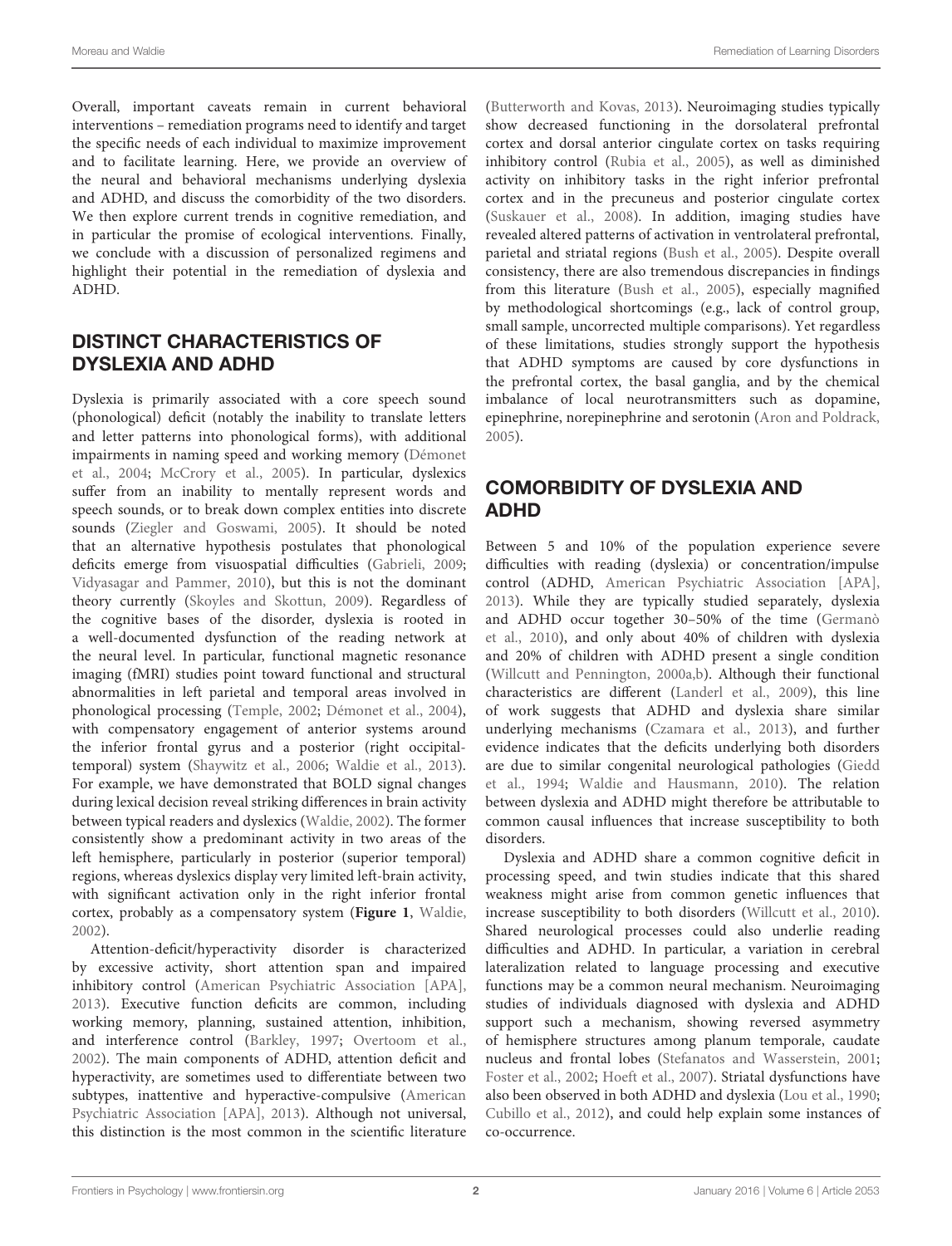Overall, important caveats remain in current behavioral interventions – remediation programs need to identify and target the specific needs of each individual to maximize improvement and to facilitate learning. Here, we provide an overview of the neural and behavioral mechanisms underlying dyslexia and ADHD, and discuss the comorbidity of the two disorders. We then explore current trends in cognitive remediation, and in particular the promise of ecological interventions. Finally, we conclude with a discussion of personalized regimens and highlight their potential in the remediation of dyslexia and ADHD.

## DISTINCT CHARACTERISTICS OF DYSLEXIA AND ADHD

Dyslexia is primarily associated with a core speech sound (phonological) deficit (notably the inability to translate letters and letter patterns into phonological forms), with additional impairments in naming speed and working memory (Démonet et al., 2004; McCrory et al., 2005). In particular, dyslexics suffer from an inability to mentally represent words and speech sounds, or to break down complex entities into discrete sounds (Ziegler and Goswami, 2005). It should be noted that an alternative hypothesis postulates that phonological deficits emerge from visuospatial difficulties (Gabrieli, 2009; Vidyasagar and Pammer, 2010), but this is not the dominant theory currently (Skoyles and Skottun, 2009). Regardless of the cognitive bases of the disorder, dyslexia is rooted in a well-documented dysfunction of the reading network at the neural level. In particular, functional magnetic resonance imaging (fMRI) studies point toward functional and structural abnormalities in left parietal and temporal areas involved in phonological processing (Temple, 2002; Démonet et al., 2004), with compensatory engagement of anterior systems around the inferior frontal gyrus and a posterior (right occipital-temporal) system (Shaywitz et al., 2006; Waldie et al., 2013). For example, we have demonstrated that BOLD signal changes during lexical decision reveal striking differences in brain activity between typical readers and dyslexics (Waldie, 2002). The former consistently show a predominant activity in two areas of the left hemisphere, particularly in posterior (superior temporal) regions, whereas dyslexics display very limited left-brain activity, with significant activation only in the right inferior frontal cortex, probably as a compensatory system (**Figure 1**, Waldie, 2002).

Attention-deficit/hyperactivity disorder is characterized by excessive activity, short attention span and impaired inhibitory control (American Psychiatric Association [APA], 2013). Executive function deficits are common, including working memory, planning, sustained attention, inhibition, and interference control (Barkley, 1997; Overtoom et al., 2002). The main components of ADHD, attention deficit and hyperactivity, are sometimes used to differentiate between two subtypes, inattentive and hyperactive-compulsive (American Psychiatric Association [APA], 2013). Although not universal, this distinction is the most common in the scientific literature (Butterworth and Kovas, 2013). Neuroimaging studies typically show decreased functioning in the dorsolateral prefrontal cortex and dorsal anterior cingulate cortex on tasks requiring inhibitory control (Rubia et al., 2005), as well as diminished activity on inhibitory tasks in the right inferior prefrontal cortex and in the precuneus and posterior cingulate cortex (Suskauer et al., 2008). In addition, imaging studies have revealed altered patterns of activation in ventrolateral prefrontal, parietal and striatal regions (Bush et al., 2005). Despite overall consistency, there are also tremendous discrepancies in findings from this literature (Bush et al., 2005), especially magnified by methodological shortcomings (e.g., lack of control group, small sample, uncorrected multiple comparisons). Yet regardless of these limitations, studies strongly support the hypothesis that ADHD symptoms are caused by core dysfunctions in the prefrontal cortex, the basal ganglia, and by the chemical imbalance of local neurotransmitters such as dopamine, epinephrine, norepinephrine and serotonin (Aron and Poldrack, 2005).

## COMORBIDITY OF DYSLEXIA AND ADHD

Between 5 and 10% of the population experience severe difficulties with reading (dyslexia) or concentration/impulse control (ADHD, American Psychiatric Association [APA], 2013). While they are typically studied separately, dyslexia and ADHD occur together 30–50% of the time (Germanò et al., 2010), and only about 40% of children with dyslexia and 20% of children with ADHD present a single condition (Willcutt and Pennington, 2000a,b). Although their functional characteristics are different (Landerl et al., 2009), this line of work suggests that ADHD and dyslexia share similar underlying mechanisms (Czamara et al., 2013), and further evidence indicates that the deficits underlying both disorders are due to similar congenital neurological pathologies (Giedd et al., 1994; Waldie and Hausmann, 2010). The relation between dyslexia and ADHD might therefore be attributable to common causal influences that increase susceptibility to both disorders.

Dyslexia and ADHD share a common cognitive deficit in processing speed, and twin studies indicate that this shared weakness might arise from common genetic influences that increase susceptibility to both disorders (Willcutt et al., 2010). Shared neurological processes could also underlie reading difficulties and ADHD. In particular, a variation in cerebral lateralization related to language processing and executive functions may be a common neural mechanism. Neuroimaging studies of individuals diagnosed with dyslexia and ADHD support such a mechanism, showing reversed asymmetry of hemisphere structures among planum temporale, caudate nucleus and frontal lobes (Stefanatos and Wasserstein, 2001; Foster et al., 2002; Hoeft et al., 2007). Striatal dysfunctions have also been observed in both ADHD and dyslexia (Lou et al., 1990; Cubillo et al., 2012), and could help explain some instances of co-occurrence.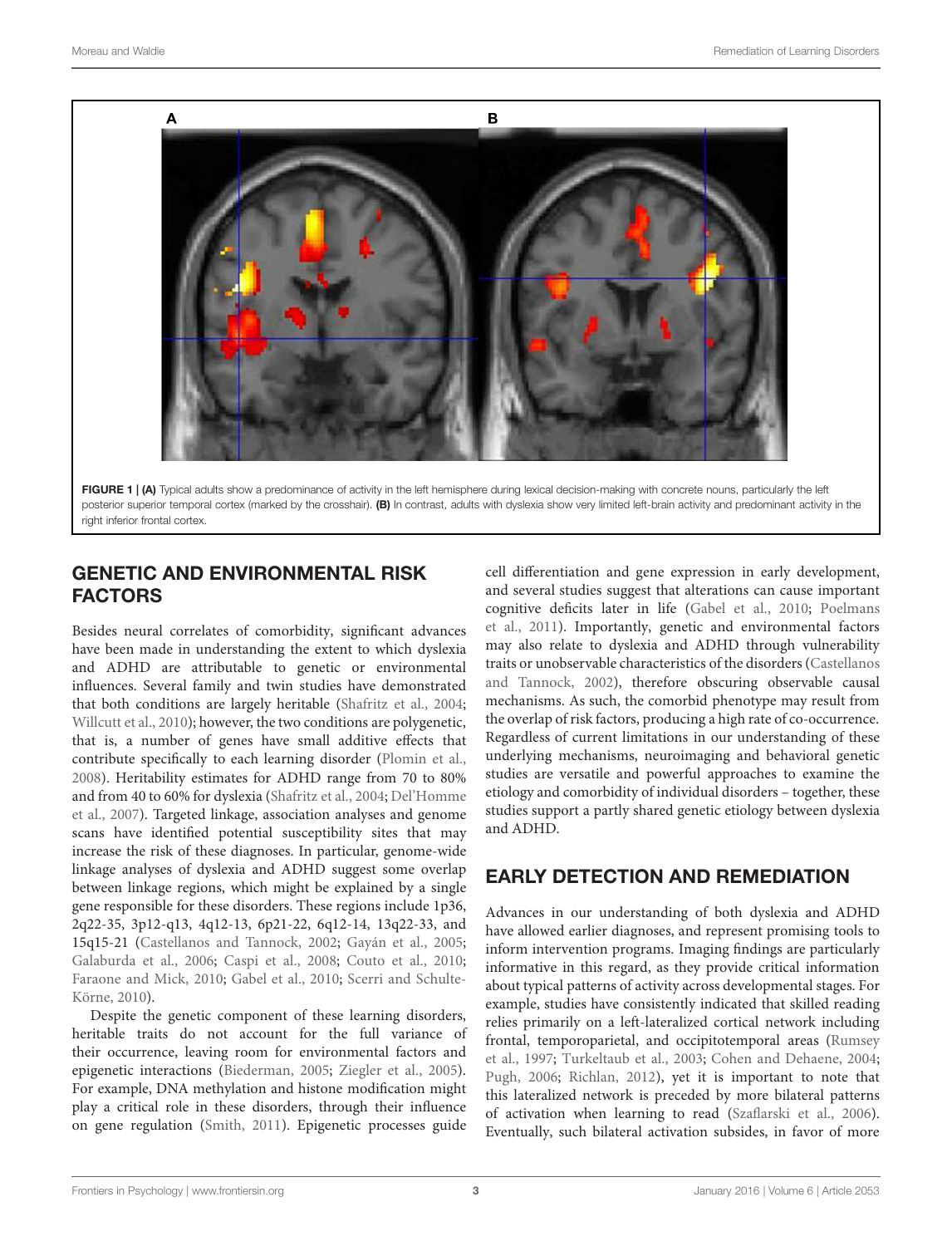FIGURE 1 | (A) Typical adults show a predominance of activity in the left hemisphere during lexical decision-making with concrete nouns, particularly the left posterior superior temporal cortex (marked by the crosshair). (B) In contrast, adults with dyslexia show very limited left-brain activity and predominant activity in the right inferior frontal cortex.

## GENETIC AND ENVIRONMENTAL RISK FACTORS

Besides neural correlates of comorbidity, significant advances have been made in understanding the extent to which dyslexia and ADHD are attributable to genetic or environmental influences. Several family and twin studies have demonstrated that both conditions are largely heritable (Shafritz et al., 2004; Willcutt et al., 2010); however, the two conditions are polygenetic, that is, a number of genes have small additive effects that contribute specifically to each learning disorder (Plomin et al., 2008). Heritability estimates for ADHD range from 70 to 80% and from 40 to 60% for dyslexia (Shafritz et al., 2004; Del'Homme et al., 2007). Targeted linkage, association analyses and genome scans have identified potential susceptibility sites that may increase the risk of these diagnoses. In particular, genome-wide linkage analyses of dyslexia and ADHD suggest some overlap between linkage regions, which might be explained by a single gene responsible for these disorders. These regions include 1p36, 2q22-35, 3p12-q13, 4q12-13, 6p21-22, 6q12-14, 13q22-33, and 15q15-21 (Castellanos and Tannock, 2002; Gayán et al., 2005; Galaburda et al., 2006; Caspi et al., 2008; Couto et al., 2010; Faraone and Mick, 2010; Gabel et al., 2010; Scerri and Schulte-Körne, 2010).

Despite the genetic component of these learning disorders, heritable traits do not account for the full variance of their occurrence, leaving room for environmental factors and epigenetic interactions (Biederman, 2005; Ziegler et al., 2005). For example, DNA methylation and histone modification might play a critical role in these disorders, through their influence on gene regulation (Smith, 2011). Epigenetic processes guide cell differentiation and gene expression in early development, and several studies suggest that alterations can cause important cognitive deficits later in life (Gabel et al., 2010; Poelmans et al., 2011). Importantly, genetic and environmental factors may also relate to dyslexia and ADHD through vulnerability traits or unobservable characteristics of the disorders (Castellanos and Tannock, 2002), therefore obscuring observable causal mechanisms. As such, the comorbid phenotype may result from the overlap of risk factors, producing a high rate of co-occurrence. Regardless of current limitations in our understanding of these underlying mechanisms, neuroimaging and behavioral genetic studies are versatile and powerful approaches to examine the etiology and comorbidity of individual disorders – together, these studies support a partly shared genetic etiology between dyslexia and ADHD.

## EARLY DETECTION AND REMEDIATION

Advances in our understanding of both dyslexia and ADHD have allowed earlier diagnoses, and represent promising tools to inform intervention programs. Imaging findings are particularly informative in this regard, as they provide critical information about typical patterns of activity across developmental stages. For example, studies have consistently indicated that skilled reading relies primarily on a left-lateralized cortical network including frontal, temporoparietal, and occipitotemporal areas (Rumsey et al., 1997; Turkeltaub et al., 2003; Cohen and Dehaene, 2004; Pugh, 2006; Richlan, 2012), yet it is important to note that this lateralized network is preceded by more bilateral patterns of activation when learning to read (Szaflarski et al., 2006). Eventually, such bilateral activation subsides, in favor of more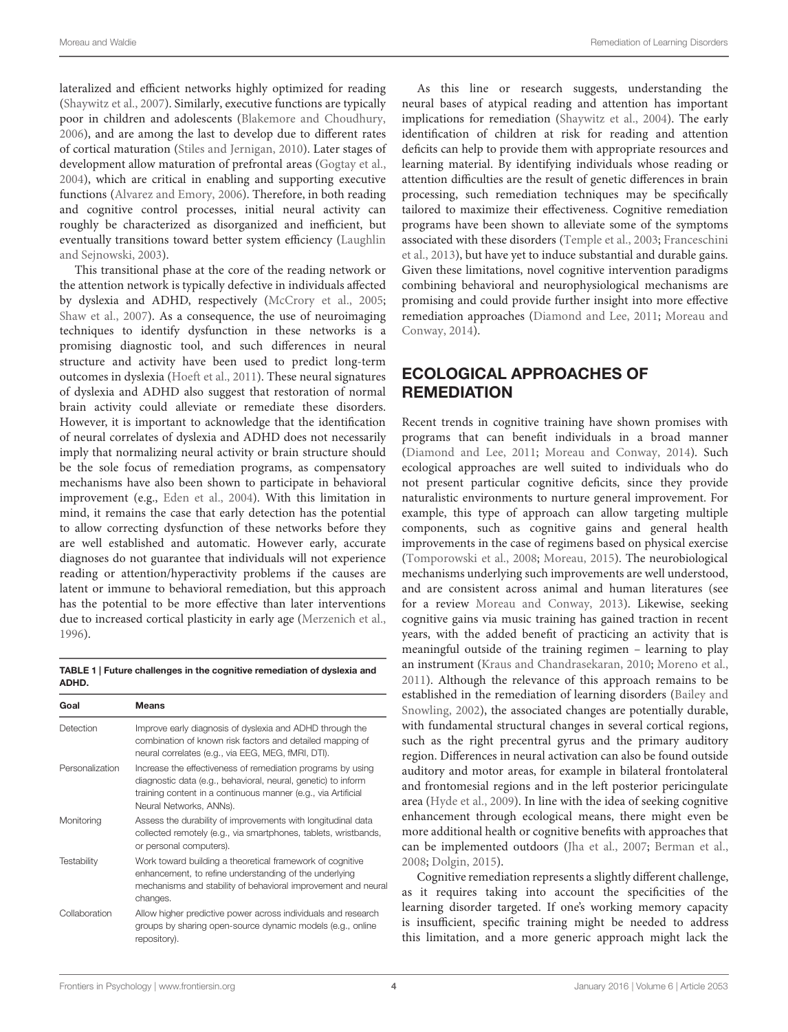lateralized and efficient networks highly optimized for reading (Shaywitz et al., 2007). Similarly, executive functions are typically poor in children and adolescents (Blakemore and Choudhury, 2006), and are among the last to develop due to different rates of cortical maturation (Stiles and Jernigan, 2010). Later stages of development allow maturation of prefrontal areas (Gogtay et al., 2004), which are critical in enabling and supporting executive functions (Alvarez and Emory, 2006). Therefore, in both reading and cognitive control processes, initial neural activity can roughly be characterized as disorganized and inefficient, but eventually transitions toward better system efficiency (Laughlin and Sejnowski, 2003).

This transitional phase at the core of the reading network or the attention network is typically defective in individuals affected by dyslexia and ADHD, respectively (McCrory et al., 2005; Shaw et al., 2007). As a consequence, the use of neuroimaging techniques to identify dysfunction in these networks is a promising diagnostic tool, and such differences in neural structure and activity have been used to predict long-term outcomes in dyslexia (Hoeft et al., 2011). These neural signatures of dyslexia and ADHD also suggest that restoration of normal brain activity could alleviate or remediate these disorders. However, it is important to acknowledge that the identification of neural correlates of dyslexia and ADHD does not necessarily imply that normalizing neural activity or brain structure should be the sole focus of remediation programs, as compensatory mechanisms have also been shown to participate in behavioral improvement (e.g., Eden et al., 2004). With this limitation in mind, it remains the case that early detection has the potential to allow correcting dysfunction of these networks before they are well established and automatic. However early, accurate diagnoses do not guarantee that individuals will not experience reading or attention/hyperactivity problems if the causes are latent or immune to behavioral remediation, but this approach has the potential to be more effective than later interventions due to increased cortical plasticity in early age (Merzenich et al., 1996).

**TABLE 1 | Future challenges in the cognitive remediation of dyslexia and ADHD.**

| Goal | Means |
|---|---|
| Detection | Improve early diagnosis of dyslexia and ADHD through the combination of known risk factors and detailed mapping of neural correlates (e.g., via EEG, MEG, fMRI, DTI). |
| Personalization | Increase the effectiveness of remediation programs by using diagnostic data (e.g., behavioral, neural, genetic) to inform training content in a continuous manner (e.g., via Artificial Neural Networks, ANNs). |
| Monitoring | Assess the durability of improvements with longitudinal data collected remotely (e.g., via smartphones, tablets, wristbands, or personal computers). |
| Testability | Work toward building a theoretical framework of cognitive enhancement, to refine understanding of the underlying mechanisms and stability of behavioral improvement and neural changes. |
| Collaboration | Allow higher predictive power across individuals and research groups by sharing open-source dynamic models (e.g., online repository). |

As this line or research suggests, understanding the neural bases of atypical reading and attention has important implications for remediation (Shaywitz et al., 2004). The early identification of children at risk for reading and attention deficits can help to provide them with appropriate resources and learning material. By identifying individuals whose reading or attention difficulties are the result of genetic differences in brain processing, such remediation techniques may be specifically tailored to maximize their effectiveness. Cognitive remediation programs have been shown to alleviate some of the symptoms associated with these disorders (Temple et al., 2003; Franceschini et al., 2013), but have yet to induce substantial and durable gains. Given these limitations, novel cognitive intervention paradigms combining behavioral and neurophysiological mechanisms are promising and could provide further insight into more effective remediation approaches (Diamond and Lee, 2011; Moreau and Conway, 2014).

## ECOLOGICAL APPROACHES OF REMEDIATION

Recent trends in cognitive training have shown promises with programs that can benefit individuals in a broad manner (Diamond and Lee, 2011; Moreau and Conway, 2014). Such ecological approaches are well suited to individuals who do not present particular cognitive deficits, since they provide naturalistic environments to nurture general improvement. For example, this type of approach can allow targeting multiple components, such as cognitive gains and general health improvements in the case of regimens based on physical exercise (Tomporowski et al., 2008; Moreau, 2015). The neurobiological mechanisms underlying such improvements are well understood, and are consistent across animal and human literatures (see for a review Moreau and Conway, 2013). Likewise, seeking cognitive gains via music training has gained traction in recent years, with the added benefit of practicing an activity that is meaningful outside of the training regimen – learning to play an instrument (Kraus and Chandrasekaran, 2010; Moreno et al., 2011). Although the relevance of this approach remains to be established in the remediation of learning disorders (Bailey and Snowling, 2002), the associated changes are potentially durable, with fundamental structural changes in several cortical regions, such as the right precentral gyrus and the primary auditory region. Differences in neural activation can also be found outside auditory and motor areas, for example in bilateral frontolateral and frontomesial regions and in the left posterior pericingulate area (Hyde et al., 2009). In line with the idea of seeking cognitive enhancement through ecological means, there might even be more additional health or cognitive benefits with approaches that can be implemented outdoors (Jha et al., 2007; Berman et al., 2008; Dolgin, 2015).

Cognitive remediation represents a slightly different challenge, as it requires taking into account the specificities of the learning disorder targeted. If one's working memory capacity is insufficient, specific training might be needed to address this limitation, and a more generic approach might lack the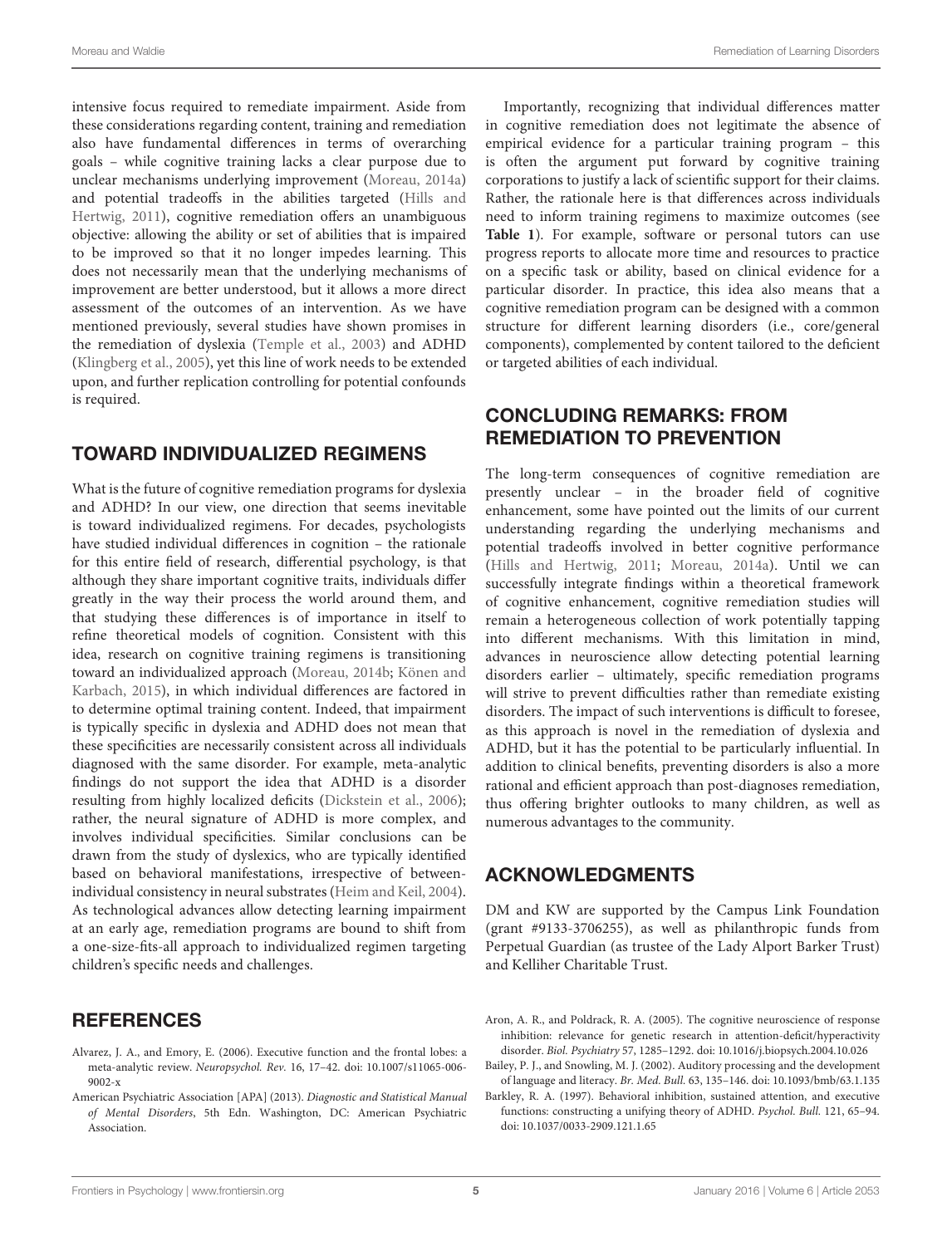intensive focus required to remediate impairment. Aside from these considerations regarding content, training and remediation also have fundamental differences in terms of overarching goals – while cognitive training lacks a clear purpose due to unclear mechanisms underlying improvement (Moreau, 2014a) and potential tradeoffs in the abilities targeted (Hills and Hertwig, 2011), cognitive remediation offers an unambiguous objective: allowing the ability or set of abilities that is impaired to be improved so that it no longer impedes learning. This does not necessarily mean that the underlying mechanisms of improvement are better understood, but it allows a more direct assessment of the outcomes of an intervention. As we have mentioned previously, several studies have shown promises in the remediation of dyslexia (Temple et al., 2003) and ADHD (Klingberg et al., 2005), yet this line of work needs to be extended upon, and further replication controlling for potential confounds is required.

## TOWARD INDIVIDUALIZED REGIMENS

What is the future of cognitive remediation programs for dyslexia and ADHD? In our view, one direction that seems inevitable is toward individualized regimens. For decades, psychologists have studied individual differences in cognition – the rationale for this entire field of research, differential psychology, is that although they share important cognitive traits, individuals differ greatly in the way their process the world around them, and that studying these differences is of importance in itself to refine theoretical models of cognition. Consistent with this idea, research on cognitive training regimens is transitioning toward an individualized approach (Moreau, 2014b; Könen and Karbach, 2015), in which individual differences are factored in to determine optimal training content. Indeed, that impairment is typically specific in dyslexia and ADHD does not mean that these specificities are necessarily consistent across all individuals diagnosed with the same disorder. For example, meta-analytic findings do not support the idea that ADHD is a disorder resulting from highly localized deficits (Dickstein et al., 2006); rather, the neural signature of ADHD is more complex, and involves individual specificities. Similar conclusions can be drawn from the study of dyslexics, who are typically identified based on behavioral manifestations, irrespective of between-individual consistency in neural substrates (Heim and Keil, 2004). As technological advances allow detecting learning impairment at an early age, remediation programs are bound to shift from a one-size-fits-all approach to individualized regimen targeting children's specific needs and challenges.

Importantly, recognizing that individual differences matter in cognitive remediation does not legitimate the absence of empirical evidence for a particular training program – this is often the argument put forward by cognitive training corporations to justify a lack of scientific support for their claims. Rather, the rationale here is that differences across individuals need to inform training regimens to maximize outcomes (see **Table 1**). For example, software or personal tutors can use progress reports to allocate more time and resources to practice on a specific task or ability, based on clinical evidence for a particular disorder. In practice, this idea also means that a cognitive remediation program can be designed with a common structure for different learning disorders (i.e., core/general components), complemented by content tailored to the deficient or targeted abilities of each individual.

## CONCLUDING REMARKS: FROM REMEDIATION TO PREVENTION

The long-term consequences of cognitive remediation are presently unclear – in the broader field of cognitive enhancement, some have pointed out the limits of our current understanding regarding the underlying mechanisms and potential tradeoffs involved in better cognitive performance (Hills and Hertwig, 2011; Moreau, 2014a). Until we can successfully integrate findings within a theoretical framework of cognitive enhancement, cognitive remediation studies will remain a heterogeneous collection of work potentially tapping into different mechanisms. With this limitation in mind, advances in neuroscience allow detecting potential learning disorders earlier – ultimately, specific remediation programs will strive to prevent difficulties rather than remediate existing disorders. The impact of such interventions is difficult to foresee, as this approach is novel in the remediation of dyslexia and ADHD, but it has the potential to be particularly influential. In addition to clinical benefits, preventing disorders is also a more rational and efficient approach than post-diagnoses remediation, thus offering brighter outlooks to many children, as well as numerous advantages to the community.

## ACKNOWLEDGMENTS

DM and KW are supported by the Campus Link Foundation (grant #9133-3706255), as well as philanthropic funds from Perpetual Guardian (as trustee of the Lady Alport Barker Trust) and Kelliher Charitable Trust.

## REFERENCES

Alvarez, J. A., and Emory, E. (2006). Executive function and the frontal lobes: a meta-analytic review. *Neuropsychol. Rev.* 16, 17–42. doi: 10.1007/s11065-006-9002-x

American Psychiatric Association [APA] (2013). *Diagnostic and Statistical Manual of Mental Disorders*, 5th Edn. Washington, DC: American Psychiatric Association.

Aron, A. R., and Poldrack, R. A. (2005). The cognitive neuroscience of response inhibition: relevance for genetic research in attention-deficit/hyperactivity disorder. *Biol. Psychiatry* 57, 1285–1292. doi: 10.1016/j.biopsych.2004.10.026

Bailey, P. J., and Snowling, M. J. (2002). Auditory processing and the development of language and literacy. *Br. Med. Bull.* 63, 135–146. doi: 10.1093/bmb/63.1.135

Barkley, R. A. (1997). Behavioral inhibition, sustained attention, and executive functions: constructing a unifying theory of ADHD. *Psychol. Bull.* 121, 65–94. doi: 10.1037/0033-2909.121.1.65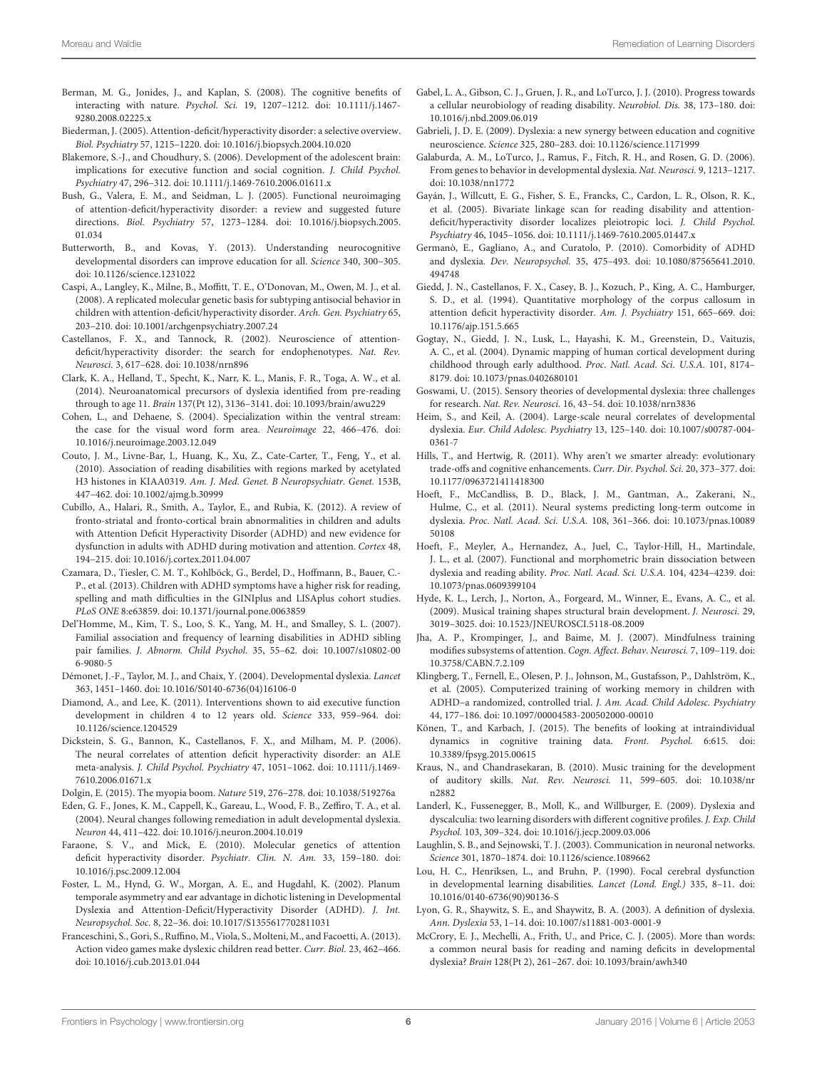Berman, M. G., Jonides, J., and Kaplan, S. (2008). The cognitive benefits of interacting with nature. *Psychol. Sci.* 19, 1207–1212. doi: 10.1111/j.1467-9280.2008.02225.x

Biederman, J. (2005). Attention-deficit/hyperactivity disorder: a selective overview. *Biol. Psychiatry* 57, 1215–1220. doi: 10.1016/j.biopsych.2004.10.020

Blakemore, S.-J., and Choudhury, S. (2006). Development of the adolescent brain: implications for executive function and social cognition. *J. Child Psychol. Psychiatry* 47, 296–312. doi: 10.1111/j.1469-7610.2006.01611.x

Bush, G., Valera, E. M., and Seidman, L. J. (2005). Functional neuroimaging of attention-deficit/hyperactivity disorder: a review and suggested future directions. *Biol. Psychiatry* 57, 1273–1284. doi: 10.1016/j.biopsych.2005.01.034

Butterworth, B., and Kovas, Y. (2013). Understanding neurocognitive developmental disorders can improve education for all. *Science* 340, 300–305. doi: 10.1126/science.1231022

Caspi, A., Langley, K., Milne, B., Moffitt, T. E., O'Donovan, M., Owen, M. J., et al. (2008). A replicated molecular genetic basis for subtyping antisocial behavior in children with attention-deficit/hyperactivity disorder. *Arch. Gen. Psychiatry* 65, 203–210. doi: 10.1001/archgenpsychiatry.2007.24

Castellanos, F. X., and Tannock, R. (2002). Neuroscience of attention-deficit/hyperactivity disorder: the search for endophenotypes. *Nat. Rev. Neurosci.* 3, 617–628. doi: 10.1038/nrn896

Clark, K. A., Helland, T., Specht, K., Narr, K. L., Manis, F. R., Toga, A. W., et al. (2014). Neuroanatomical precursors of dyslexia identified from pre-reading through to age 11. *Brain* 137(Pt 12), 3136–3141. doi: 10.1093/brain/awu229

Cohen, L., and Dehaene, S. (2004). Specialization within the ventral stream: the case for the visual word form area. *Neuroimage* 22, 466–476. doi: 10.1016/j.neuroimage.2003.12.049

Couto, J. M., Livne-Bar, I., Huang, K., Xu, Z., Cate-Carter, T., Feng, Y., et al. (2010). Association of reading disabilities with regions marked by acetylated H3 histones in KIAA0319. *Am. J. Med. Genet. B Neuropsychiatr. Genet.* 153B, 447–462. doi: 10.1002/ajmg.b.30999

Cubillo, A., Halari, R., Smith, A., Taylor, E., and Rubia, K. (2012). A review of fronto-striatal and fronto-cortical brain abnormalities in children and adults with Attention Deficit Hyperactivity Disorder (ADHD) and new evidence for dysfunction in adults with ADHD during motivation and attention. *Cortex* 48, 194–215. doi: 10.1016/j.cortex.2011.04.007

Czamara, D., Tiesler, C. M. T., Kohlböck, G., Berdel, D., Hoffmann, B., Bauer, C.-P., et al. (2013). Children with ADHD symptoms have a higher risk for reading, spelling and math difficulties in the GINIplus and LISAplus cohort studies. *PLoS ONE* 8:e63859. doi: 10.1371/journal.pone.0063859

Del'Homme, M., Kim, T. S., Loo, S. K., Yang, M. H., and Smalley, S. L. (2007). Familial association and frequency of learning disabilities in ADHD sibling pair families. *J. Abnorm. Child Psychol.* 35, 55–62. doi: 10.1007/s10802-006-9080-5

Démonet, J.-F., Taylor, M. J., and Chaix, Y. (2004). Developmental dyslexia. *Lancet* 363, 1451–1460. doi: 10.1016/S0140-6736(04)16106-0

Diamond, A., and Lee, K. (2011). Interventions shown to aid executive function development in children 4 to 12 years old. *Science* 333, 959–964. doi: 10.1126/science.1204529

Dickstein, S. G., Bannon, K., Castellanos, F. X., and Milham, M. P. (2006). The neural correlates of attention deficit hyperactivity disorder: an ALE meta-analysis. *J. Child Psychol. Psychiatry* 47, 1051–1062. doi: 10.1111/j.1469-7610.2006.01671.x

Dolgin, E. (2015). The myopia boom. *Nature* 519, 276–278. doi: 10.1038/519276a

Eden, G. F., Jones, K. M., Cappell, K., Gareau, L., Wood, F. B., Zeffiro, T. A., et al. (2004). Neural changes following remediation in adult developmental dyslexia. *Neuron* 44, 411–422. doi: 10.1016/j.neuron.2004.10.019

Faraone, S. V., and Mick, E. (2010). Molecular genetics of attention deficit hyperactivity disorder. *Psychiatr. Clin. N. Am.* 33, 159–180. doi: 10.1016/j.psc.2009.12.004

Foster, L. M., Hynd, G. W., Morgan, A. E., and Hugdahl, K. (2002). Planum temporale asymmetry and ear advantage in dichotic listening in Developmental Dyslexia and Attention-Deficit/Hyperactivity Disorder (ADHD). *J. Int. Neuropsychol. Soc.* 8, 22–36. doi: 10.1017/S1355617702811031

Franceschini, S., Gori, S., Ruffino, M., Viola, S., Molteni, M., and Facoetti, A. (2013). Action video games make dyslexic children read better. *Curr. Biol.* 23, 462–466. doi: 10.1016/j.cub.2013.01.044

Gabel, L. A., Gibson, C. J., Gruen, J. R., and LoTurco, J. J. (2010). Progress towards a cellular neurobiology of reading disability. *Neurobiol. Dis.* 38, 173–180. doi: 10.1016/j.nbd.2009.06.019

Gabrieli, J. D. E. (2009). Dyslexia: a new synergy between education and cognitive neuroscience. *Science* 325, 280–283. doi: 10.1126/science.1171999

Galaburda, A. M., LoTurco, J., Ramus, F., Fitch, R. H., and Rosen, G. D. (2006). From genes to behavior in developmental dyslexia. *Nat. Neurosci.* 9, 1213–1217. doi: 10.1038/nn1772

Gayán, J., Willcutt, E. G., Fisher, S. E., Francks, C., Cardon, L. R., Olson, R. K., et al. (2005). Bivariate linkage scan for reading disability and attention-deficit/hyperactivity disorder localizes pleiotropic loci. *J. Child Psychol. Psychiatry* 46, 1045–1056. doi: 10.1111/j.1469-7610.2005.01447.x

Germanò, E., Gagliano, A., and Curatolo, P. (2010). Comorbidity of ADHD and dyslexia. *Dev. Neuropsychol.* 35, 475–493. doi: 10.1080/87565641.2010.494748

Giedd, J. N., Castellanos, F. X., Casey, B. J., Kozuch, P., King, A. C., Hamburger, S. D., et al. (1994). Quantitative morphology of the corpus callosum in attention deficit hyperactivity disorder. *Am. J. Psychiatry* 151, 665–669. doi: 10.1176/ajp.151.5.665

Gogtay, N., Giedd, J. N., Lusk, L., Hayashi, K. M., Greenstein, D., Vaituzis, A. C., et al. (2004). Dynamic mapping of human cortical development during childhood through early adulthood. *Proc. Natl. Acad. Sci. U.S.A.* 101, 8174–8179. doi: 10.1073/pnas.0402680101

Goswami, U. (2015). Sensory theories of developmental dyslexia: three challenges for research. *Nat. Rev. Neurosci.* 16, 43–54. doi: 10.1038/nrn3836

Heim, S., and Keil, A. (2004). Large-scale neural correlates of developmental dyslexia. *Eur. Child Adolesc. Psychiatry* 13, 125–140. doi: 10.1007/s00787-004-0361-7

Hills, T., and Hertwig, R. (2011). Why aren't we smarter already: evolutionary trade-offs and cognitive enhancements. *Curr. Dir. Psychol. Sci.* 20, 373–377. doi: 10.1177/0963721411418300

Hoeft, F., McCandliss, B. D., Black, J. M., Gantman, A., Zakerani, N., Hulme, C., et al. (2011). Neural systems predicting long-term outcome in dyslexia. *Proc. Natl. Acad. Sci. U.S.A.* 108, 361–366. doi: 10.1073/pnas.1008950108

Hoeft, F., Meyler, A., Hernandez, A., Juel, C., Taylor-Hill, H., Martindale, J. L., et al. (2007). Functional and morphometric brain dissociation between dyslexia and reading ability. *Proc. Natl. Acad. Sci. U.S.A.* 104, 4234–4239. doi: 10.1073/pnas.0609399104

Hyde, K. L., Lerch, J., Norton, A., Forgeard, M., Winner, E., Evans, A. C., et al. (2009). Musical training shapes structural brain development. *J. Neurosci.* 29, 3019–3025. doi: 10.1523/JNEUROSCI.5118-08.2009

Jha, A. P., Krompinger, J., and Baime, M. J. (2007). Mindfulness training modifies subsystems of attention. *Cogn. Affect. Behav. Neurosci.* 7, 109–119. doi: 10.3758/CABN.7.2.109

Klingberg, T., Fernell, E., Olesen, P. J., Johnson, M., Gustafsson, P., Dahlström, K., et al. (2005). Computerized training of working memory in children with ADHD–a randomized, controlled trial. *J. Am. Acad. Child Adolesc. Psychiatry* 44, 177–186. doi: 10.1097/00004583-200502000-00010

Könen, T., and Karbach, J. (2015). The benefits of looking at intraindividual dynamics in cognitive training data. *Front. Psychol.* 6:615. doi: 10.3389/fpsyg.2015.00615

Kraus, N., and Chandrasekaran, B. (2010). Music training for the development of auditory skills. *Nat. Rev. Neurosci.* 11, 599–605. doi: 10.1038/nrn2882

Landerl, K., Fussenegger, B., Moll, K., and Willburger, E. (2009). Dyslexia and dyscalculia: two learning disorders with different cognitive profiles. *J. Exp. Child Psychol.* 103, 309–324. doi: 10.1016/j.jecp.2009.03.006

Laughlin, S. B., and Sejnowski, T. J. (2003). Communication in neuronal networks. *Science* 301, 1870–1874. doi: 10.1126/science.1089662

Lou, H. C., Henriksen, L., and Bruhn, P. (1990). Focal cerebral dysfunction in developmental learning disabilities. *Lancet (Lond. Engl.)* 335, 8–11. doi: 10.1016/0140-6736(90)90136-S

Lyon, G. R., Shaywitz, S. E., and Shaywitz, B. A. (2003). A definition of dyslexia. *Ann. Dyslexia* 53, 1–14. doi: 10.1007/s11881-003-0001-9

McCrory, E. J., Mechelli, A., Frith, U., and Price, C. J. (2005). More than words: a common neural basis for reading and naming deficits in developmental dyslexia? *Brain* 128(Pt 2), 261–267. doi: 10.1093/brain/awh340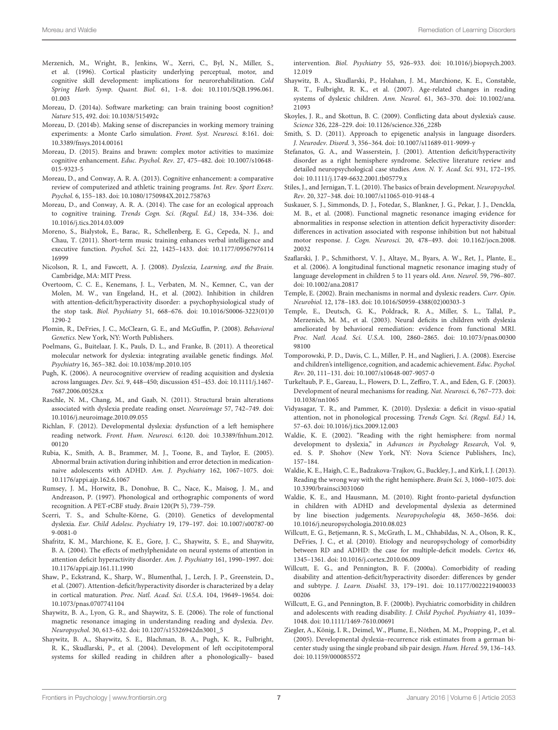Merzenich, M., Wright, B., Jenkins, W., Xerri, C., Byl, N., Miller, S., et al. (1996). Cortical plasticity underlying perceptual, motor, and cognitive skill development: implications for neurorehabilitation. *Cold Spring Harb. Symp. Quant. Biol.* 61, 1–8. doi: 10.1101/SQB.1996.061.01.003

Moreau, D. (2014a). Software marketing: can brain training boost cognition? *Nature* 515, 492. doi: 10.1038/515492c

Moreau, D. (2014b). Making sense of discrepancies in working memory training experiments: a Monte Carlo simulation. *Front. Syst. Neurosci.* 8:161. doi: 10.3389/fnsys.2014.00161

Moreau, D. (2015). Brains and brawn: complex motor activities to maximize cognitive enhancement. *Educ. Psychol. Rev.* 27, 475–482. doi: 10.1007/s10648-015-9323-5

Moreau, D., and Conway, A. R. A. (2013). Cognitive enhancement: a comparative review of computerized and athletic training programs. *Int. Rev. Sport Exerc. Psychol.* 6, 155–183. doi: 10.1080/1750984X.2012.758763

Moreau, D., and Conway, A. R. A. (2014). The case for an ecological approach to cognitive training. *Trends Cogn. Sci. (Regul. Ed.)* 18, 334–336. doi: 10.1016/j.tics.2014.03.009

Moreno, S., Bialystok, E., Barac, R., Schellenberg, E. G., Cepeda, N. J., and Chau, T. (2011). Short-term music training enhances verbal intelligence and executive function. *Psychol. Sci.* 22, 1425–1433. doi: 10.1177/0956797611416999

Nicolson, R. I., and Fawcett, A. J. (2008). *Dyslexia, Learning, and the Brain*. Cambridge, MA: MIT Press.

Overtoom, C. C. E., Kenemans, J. L., Verbaten, M. N., Kemner, C., van der Molen, M. W., van Engeland, H., et al. (2002). Inhibition in children with attention-deficit/hyperactivity disorder: a psychophysiological study of the stop task. *Biol. Psychiatry* 51, 668–676. doi: 10.1016/S0006-3223(01)01290-2

Plomin, R., DeFries, J. C., McClearn, G. E., and McGuffin, P. (2008). *Behavioral Genetics*. New York, NY: Worth Publishers.

Poelmans, G., Buitelaar, J. K., Pauls, D. L., and Franke, B. (2011). A theoretical molecular network for dyslexia: integrating available genetic findings. *Mol. Psychiatry* 16, 365–382. doi: 10.1038/mp.2010.105

Pugh, K. (2006). A neurocognitive overview of reading acquisition and dyslexia across languages. *Dev. Sci.* 9, 448–450; discussion 451–453. doi: 10.1111/j.1467-7687.2006.00528.x

Raschle, N. M., Chang, M., and Gaab, N. (2011). Structural brain alterations associated with dyslexia predate reading onset. *Neuroimage* 57, 742–749. doi: 10.1016/j.neuroimage.2010.09.055

Richlan, F. (2012). Developmental dyslexia: dysfunction of a left hemisphere reading network. *Front. Hum. Neurosci.* 6:120. doi: 10.3389/fnhum.2012.00120

Rubia, K., Smith, A. B., Brammer, M. J., Toone, B., and Taylor, E. (2005). Abnormal brain activation during inhibition and error detection in medication-naive adolescents with ADHD. *Am. J. Psychiatry* 162, 1067–1075. doi: 10.1176/appi.ajp.162.6.1067

Rumsey, J. M., Horwitz, B., Donohue, B. C., Nace, K., Maisog, J. M., and Andreason, P. (1997). Phonological and orthographic components of word recognition. A PET-rCBF study. *Brain* 120(Pt 5), 739–759.

Scerri, T. S., and Schulte-Körne, G. (2010). Genetics of developmental dyslexia. *Eur. Child Adolesc. Psychiatry* 19, 179–197. doi: 10.1007/s00787-009-0081-0

Shafritz, K. M., Marchione, K. E., Gore, J. C., Shaywitz, S. E., and Shaywitz, B. A. (2004). The effects of methylphenidate on neural systems of attention in attention deficit hyperactivity disorder. *Am. J. Psychiatry* 161, 1990–1997. doi: 10.1176/appi.ajp.161.11.1990

Shaw, P., Eckstrand, K., Sharp, W., Blumenthal, J., Lerch, J. P., Greenstein, D., et al. (2007). Attention-deficit/hyperactivity disorder is characterized by a delay in cortical maturation. *Proc. Natl. Acad. Sci. U.S.A.* 104, 19649–19654. doi: 10.1073/pnas.0707741104

Shaywitz, B. A., Lyon, G. R., and Shaywitz, S. E. (2006). The role of functional magnetic resonance imaging in understanding reading and dyslexia. *Dev. Neuropsychol.* 30, 613–632. doi: 10.1207/s15326942dn3001_5

Shaywitz, B. A., Shaywitz, S. E., Blachman, B. A., Pugh, K. R., Fulbright, R. K., Skudlarski, P., et al. (2004). Development of left occipitotemporal systems for skilled reading in children after a phonologically- based intervention. *Biol. Psychiatry* 55, 926–933. doi: 10.1016/j.biopsych.2003.12.019

Shaywitz, B. A., Skudlarski, P., Holahan, J. M., Marchione, K. E., Constable, R. T., Fulbright, R. K., et al. (2007). Age-related changes in reading systems of dyslexic children. *Ann. Neurol.* 61, 363–370. doi: 10.1002/ana.21093

Skoyles, J. R., and Skottun, B. C. (2009). Conflicting data about dyslexia's cause. *Science* 326, 228–229. doi: 10.1126/science.326_228b

Smith, S. D. (2011). Approach to epigenetic analysis in language disorders. *J. Neurodev. Disord.* 3, 356–364. doi: 10.1007/s11689-011-9099-y

Stefanatos, G. A., and Wasserstein, J. (2001). Attention deficit/hyperactivity disorder as a right hemisphere syndrome. Selective literature review and detailed neuropsychological case studies. *Ann. N. Y. Acad. Sci.* 931, 172–195. doi: 10.1111/j.1749-6632.2001.tb05779.x

Stiles, J., and Jernigan, T. L. (2010). The basics of brain development. *Neuropsychol. Rev.* 20, 327–348. doi: 10.1007/s11065-010-9148-4

Suskauer, S. J., Simmonds, D. J., Fotedar, S., Blankner, J. G., Pekar, J. J., Denckla, M. B., et al. (2008). Functional magnetic resonance imaging evidence for abnormalities in response selection in attention deficit hyperactivity disorder: differences in activation associated with response inhibition but not habitual motor response. *J. Cogn. Neurosci.* 20, 478–493. doi: 10.1162/jocn.2008.20032

Szaflarski, J. P., Schmithorst, V. J., Altaye, M., Byars, A. W., Ret, J., Plante, E., et al. (2006). A longitudinal functional magnetic resonance imaging study of language development in children 5 to 11 years old. *Ann. Neurol.* 59, 796–807. doi: 10.1002/ana.20817

Temple, E. (2002). Brain mechanisms in normal and dyslexic readers. *Curr. Opin. Neurobiol.* 12, 178–183. doi: 10.1016/S0959-4388(02)00303-3

Temple, E., Deutsch, G. K., Poldrack, R. A., Miller, S. L., Tallal, P., Merzenich, M. M., et al. (2003). Neural deficits in children with dyslexia ameliorated by behavioral remediation: evidence from functional MRI. *Proc. Natl. Acad. Sci. U.S.A.* 100, 2860–2865. doi: 10.1073/pnas.0030098100

Tomporowski, P. D., Davis, C. L., Miller, P. H., and Naglieri, J. A. (2008). Exercise and children's intelligence, cognition, and academic achievement. *Educ. Psychol. Rev.* 20, 111–131. doi: 10.1007/s10648-007-9057-0

Turkeltaub, P. E., Gareau, L., Flowers, D. L., Zeffiro, T. A., and Eden, G. F. (2003). Development of neural mechanisms for reading. *Nat. Neurosci.* 6, 767–773. doi: 10.1038/nn1065

Vidyasagar, T. R., and Pammer, K. (2010). Dyslexia: a deficit in visuo-spatial attention, not in phonological processing. *Trends Cogn. Sci. (Regul. Ed.)* 14, 57–63. doi: 10.1016/j.tics.2009.12.003

Waldie, K. E. (2002). "Reading with the right hemisphere: from normal development to dyslexia," in *Advances in Psychology Research*, Vol. 9, ed. S. P. Shohov (New York, NY: Nova Science Publishers, Inc), 157–184.

Waldie, K. E., Haigh, C. E., Badzakova-Trajkov, G., Buckley, J., and Kirk, I. J. (2013). Reading the wrong way with the right hemisphere. *Brain Sci.* 3, 1060–1075. doi: 10.3390/brainsci3031060

Waldie, K. E., and Hausmann, M. (2010). Right fronto-parietal dysfunction in children with ADHD and developmental dyslexia as determined by line bisection judgements. *Neuropsychologia* 48, 3650–3656. doi: 10.1016/j.neuropsychologia.2010.08.023

Willcutt, E. G., Betjemann, R. S., McGrath, L. M., Chhabildas, N. A., Olson, R. K., DeFries, J. C., et al. (2010). Etiology and neuropsychology of comorbidity between RD and ADHD: the case for multiple-deficit models. *Cortex* 46, 1345–1361. doi: 10.1016/j.cortex.2010.06.009

Willcutt, E. G., and Pennington, B. F. (2000a). Comorbidity of reading disability and attention-deficit/hyperactivity disorder: differences by gender and subtype. *J. Learn. Disabil.* 33, 179–191. doi: 10.1177/002221940003300206

Willcutt, E. G., and Pennington, B. F. (2000b). Psychiatric comorbidity in children and adolescents with reading disability. *J. Child Psychol. Psychiatry* 41, 1039–1048. doi: 10.1111/1469-7610.00691

Ziegler, A., König, I. R., Deimel, W., Plume, E., Nöthen, M. M., Propping, P., et al. (2005). Developmental dyslexia–recurrence risk estimates from a german bi-center study using the single proband sib pair design. *Hum. Hered.* 59, 136–143. doi: 10.1159/000085572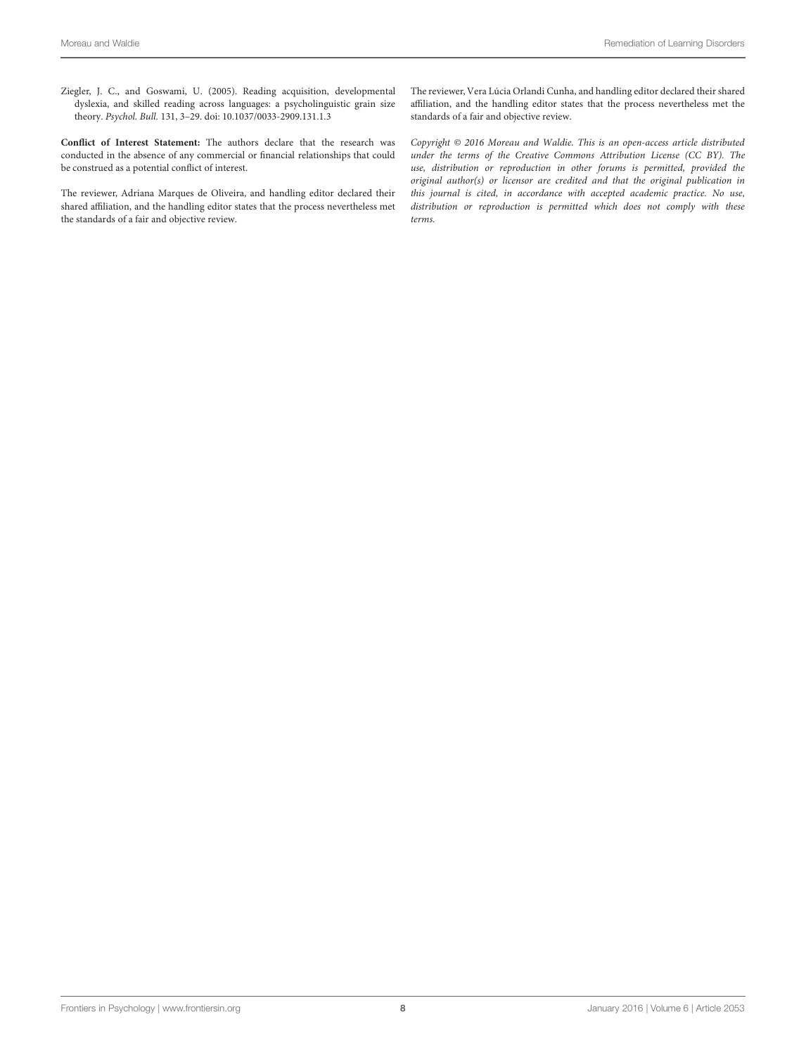Ziegler, J. C., and Goswami, U. (2005). Reading acquisition, developmental dyslexia, and skilled reading across languages: a psycholinguistic grain size theory. *Psychol. Bull.* 131, 3–29. doi: 10.1037/0033-2909.131.1.3

**Conflict of Interest Statement:** The authors declare that the research was conducted in the absence of any commercial or financial relationships that could be construed as a potential conflict of interest.

The reviewer, Adriana Marques de Oliveira, and handling editor declared their shared affiliation, and the handling editor states that the process nevertheless met the standards of a fair and objective review.

The reviewer, Vera Lúcia Orlandi Cunha, and handling editor declared their shared affiliation, and the handling editor states that the process nevertheless met the standards of a fair and objective review.

*Copyright © 2016 Moreau and Waldie. This is an open-access article distributed under the terms of the Creative Commons Attribution License (CC BY). The use, distribution or reproduction in other forums is permitted, provided the original author(s) or licensor are credited and that the original publication in this journal is cited, in accordance with accepted academic practice. No use, distribution or reproduction is permitted which does not comply with these terms.*